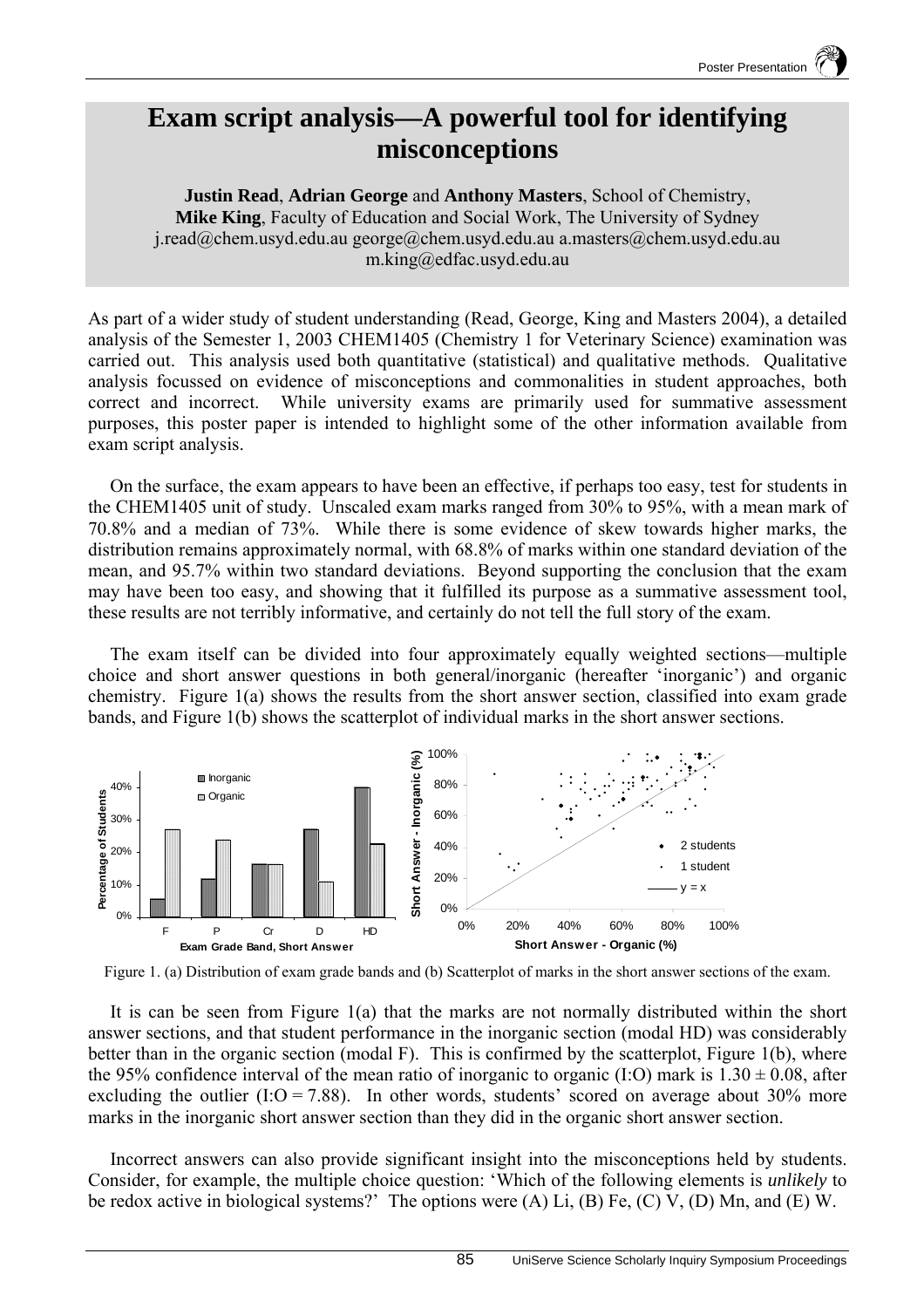# Exam script analysis—A powerful tool for identifying misconceptions

**Justin Read**, **Adrian George** and **Anthony Masters**, School of Chemistry,
**Mike King**, Faculty of Education and Social Work, The University of Sydney
j.read@chem.usyd.edu.au george@chem.usyd.edu.au a.masters@chem.usyd.edu.au
m.king@edfac.usyd.edu.au

As part of a wider study of student understanding (Read, George, King and Masters 2004), a detailed analysis of the Semester 1, 2003 CHEM1405 (Chemistry 1 for Veterinary Science) examination was carried out. This analysis used both quantitative (statistical) and qualitative methods. Qualitative analysis focussed on evidence of misconceptions and commonalities in student approaches, both correct and incorrect. While university exams are primarily used for summative assessment purposes, this poster paper is intended to highlight some of the other information available from exam script analysis.

On the surface, the exam appears to have been an effective, if perhaps too easy, test for students in the CHEM1405 unit of study. Unscaled exam marks ranged from 30% to 95%, with a mean mark of 70.8% and a median of 73%. While there is some evidence of skew towards higher marks, the distribution remains approximately normal, with 68.8% of marks within one standard deviation of the mean, and 95.7% within two standard deviations. Beyond supporting the conclusion that the exam may have been too easy, and showing that it fulfilled its purpose as a summative assessment tool, these results are not terribly informative, and certainly do not tell the full story of the exam.

The exam itself can be divided into four approximately equally weighted sections—multiple choice and short answer questions in both general/inorganic (hereafter 'inorganic') and organic chemistry. Figure 1(a) shows the results from the short answer section, classified into exam grade bands, and Figure 1(b) shows the scatterplot of individual marks in the short answer sections.

Figure 1. (a) Distribution of exam grade bands and (b) Scatterplot of marks in the short answer sections of the exam.

It is can be seen from Figure 1(a) that the marks are not normally distributed within the short answer sections, and that student performance in the inorganic section (modal HD) was considerably better than in the organic section (modal F). This is confirmed by the scatterplot, Figure 1(b), where the 95% confidence interval of the mean ratio of inorganic to organic (I:O) mark is $1.30 \pm 0.08$, after excluding the outlier (I:O = 7.88). In other words, students' scored on average about 30% more marks in the inorganic short answer section than they did in the organic short answer section.

Incorrect answers can also provide significant insight into the misconceptions held by students. Consider, for example, the multiple choice question: 'Which of the following elements is *unlikely* to be redox active in biological systems?' The options were (A) Li, (B) Fe, (C) V, (D) Mn, and (E) W.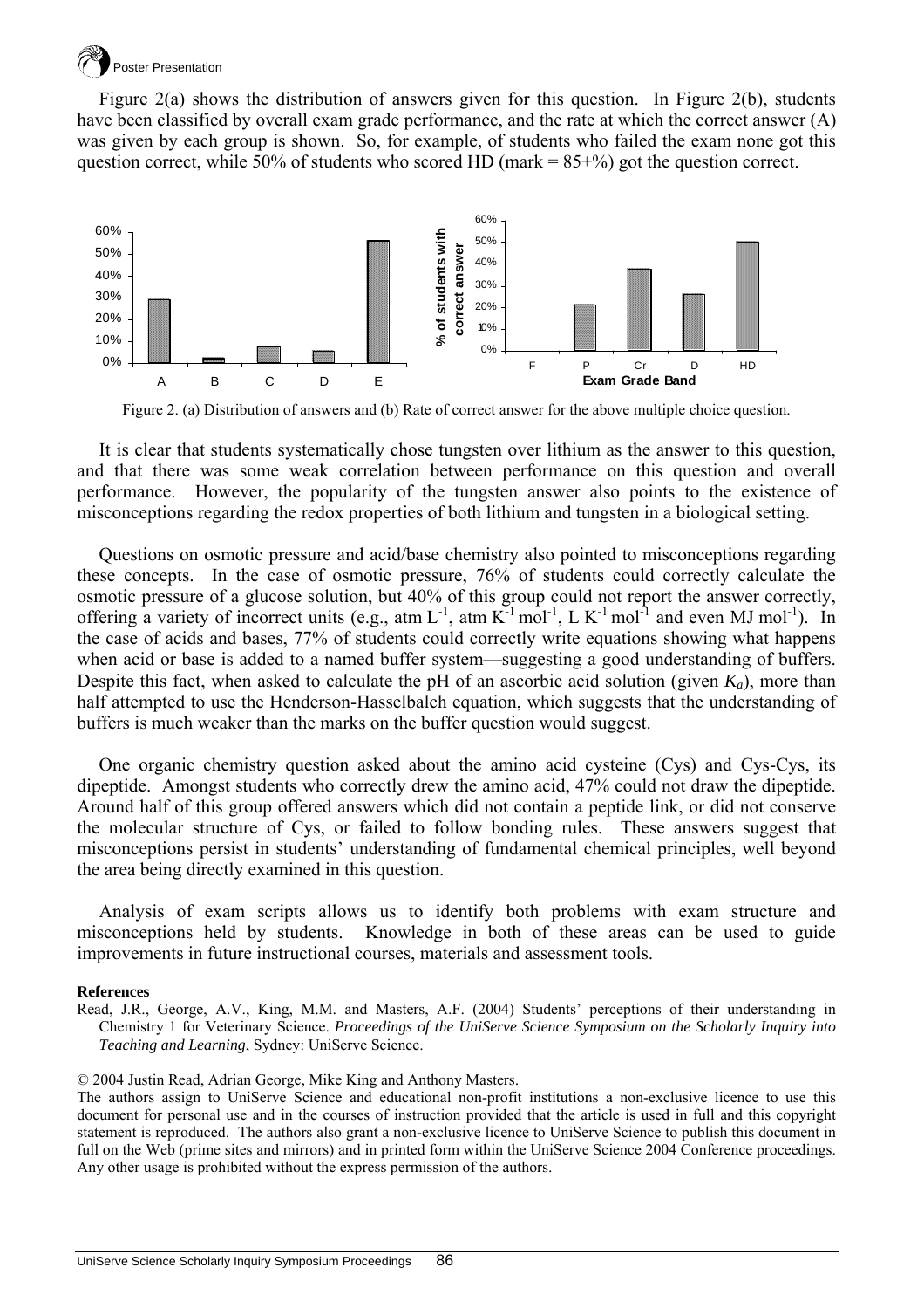Figure 2(a) shows the distribution of answers given for this question. In Figure 2(b), students have been classified by overall exam grade performance, and the rate at which the correct answer (A) was given by each group is shown. So, for example, of students who failed the exam none got this question correct, while 50% of students who scored HD (mark = 85+%) got the question correct.

60%
50%
40%
30%
20%
10%
0%
A B C D E

% of students with correct answer
60%
50%
40%
30%
20%
10%
0%
F P Cr D HD
Exam Grade Band

Figure 2. (a) Distribution of answers and (b) Rate of correct answer for the above multiple choice question.

It is clear that students systematically chose tungsten over lithium as the answer to this question, and that there was some weak correlation between performance on this question and overall performance. However, the popularity of the tungsten answer also points to the existence of misconceptions regarding the redox properties of both lithium and tungsten in a biological setting.

Questions on osmotic pressure and acid/base chemistry also pointed to misconceptions regarding these concepts. In the case of osmotic pressure, 76% of students could correctly calculate the osmotic pressure of a glucose solution, but 40% of this group could not report the answer correctly, offering a variety of incorrect units (e.g., atm $L^{-1}$, atm $K^{-1}$ $mol^{-1}$, L $K^{-1}$ $mol^{-1}$ and even MJ $mol^{-1}$). In the case of acids and bases, 77% of students could correctly write equations showing what happens when acid or base is added to a named buffer system—suggesting a good understanding of buffers. Despite this fact, when asked to calculate the pH of an ascorbic acid solution (given $K_a$), more than half attempted to use the Henderson-Hasselbalch equation, which suggests that the understanding of buffers is much weaker than the marks on the buffer question would suggest.

One organic chemistry question asked about the amino acid cysteine (Cys) and Cys-Cys, its dipeptide. Amongst students who correctly drew the amino acid, 47% could not draw the dipeptide. Around half of this group offered answers which did not contain a peptide link, or did not conserve the molecular structure of Cys, or failed to follow bonding rules. These answers suggest that misconceptions persist in students' understanding of fundamental chemical principles, well beyond the area being directly examined in this question.

Analysis of exam scripts allows us to identify both problems with exam structure and misconceptions held by students. Knowledge in both of these areas can be used to guide improvements in future instructional courses, materials and assessment tools.

**References**

Read, J.R., George, A.V., King, M.M. and Masters, A.F. (2004) Students' perceptions of their understanding in Chemistry 1 for Veterinary Science. *Proceedings of the UniServe Science Symposium on the Scholarly Inquiry into Teaching and Learning*, Sydney: UniServe Science.

© 2004 Justin Read, Adrian George, Mike King and Anthony Masters.

The authors assign to UniServe Science and educational non-profit institutions a non-exclusive licence to use this document for personal use and in the courses of instruction provided that the article is used in full and this copyright statement is reproduced. The authors also grant a non-exclusive licence to UniServe Science to publish this document in full on the Web (prime sites and mirrors) and in printed form within the UniServe Science 2004 Conference proceedings. Any other usage is prohibited without the express permission of the authors.